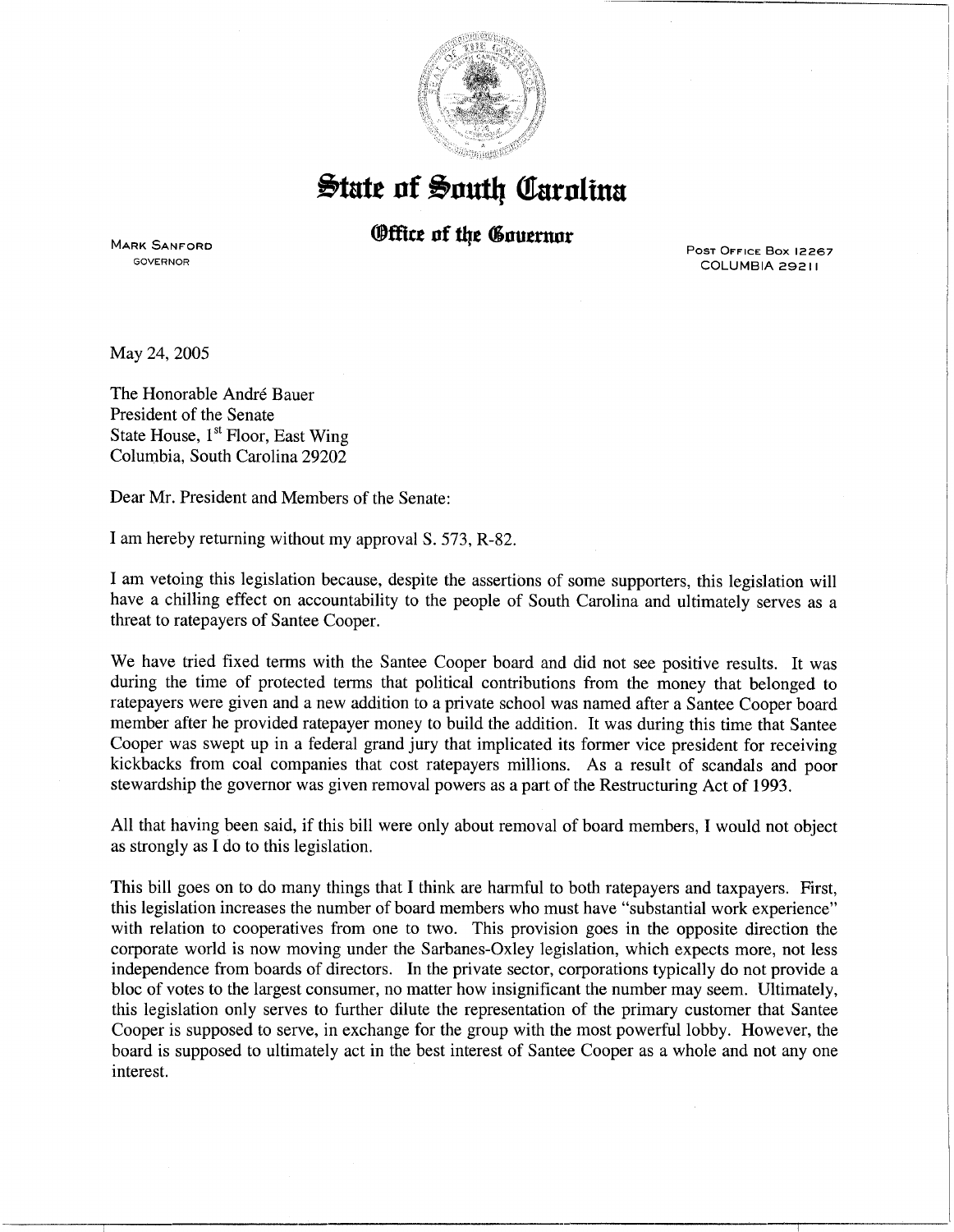# State of South Carolina

## Office of the Governor

MARK SANFORD
GOVERNOR

POST OFFICE BOX 12267
COLUMBIA 29211

May 24, 2005

The Honorable André Bauer
President of the Senate
State House, 1st Floor, East Wing
Columbia, South Carolina 29202

Dear Mr. President and Members of the Senate:

I am hereby returning without my approval S. 573, R-82.

I am vetoing this legislation because, despite the assertions of some supporters, this legislation will have a chilling effect on accountability to the people of South Carolina and ultimately serves as a threat to ratepayers of Santee Cooper.

We have tried fixed terms with the Santee Cooper board and did not see positive results. It was during the time of protected terms that political contributions from the money that belonged to ratepayers were given and a new addition to a private school was named after a Santee Cooper board member after he provided ratepayer money to build the addition. It was during this time that Santee Cooper was swept up in a federal grand jury that implicated its former vice president for receiving kickbacks from coal companies that cost ratepayers millions. As a result of scandals and poor stewardship the governor was given removal powers as a part of the Restructuring Act of 1993.

All that having been said, if this bill were only about removal of board members, I would not object as strongly as I do to this legislation.

This bill goes on to do many things that I think are harmful to both ratepayers and taxpayers. First, this legislation increases the number of board members who must have "substantial work experience" with relation to cooperatives from one to two. This provision goes in the opposite direction the corporate world is now moving under the Sarbanes-Oxley legislation, which expects more, not less independence from boards of directors. In the private sector, corporations typically do not provide a bloc of votes to the largest consumer, no matter how insignificant the number may seem. Ultimately, this legislation only serves to further dilute the representation of the primary customer that Santee Cooper is supposed to serve, in exchange for the group with the most powerful lobby. However, the board is supposed to ultimately act in the best interest of Santee Cooper as a whole and not any one interest.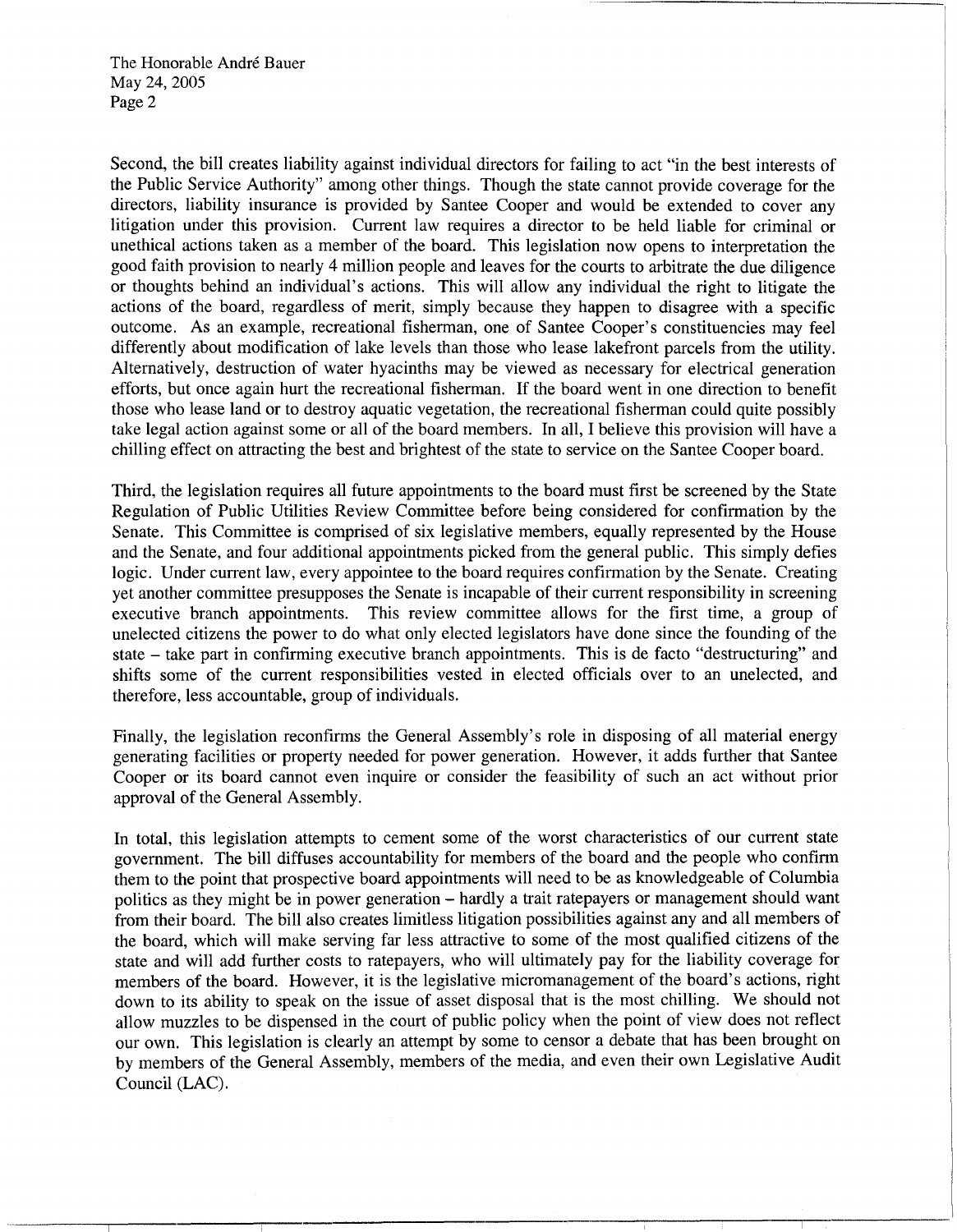Second, the bill creates liability against individual directors for failing to act "in the best interests of the Public Service Authority" among other things. Though the state cannot provide coverage for the directors, liability insurance is provided by Santee Cooper and would be extended to cover any litigation under this provision. Current law requires a director to be held liable for criminal or unethical actions taken as a member of the board. This legislation now opens to interpretation the good faith provision to nearly 4 million people and leaves for the courts to arbitrate the due diligence or thoughts behind an individual's actions. This will allow any individual the right to litigate the actions of the board, regardless of merit, simply because they happen to disagree with a specific outcome. As an example, recreational fisherman, one of Santee Cooper's constituencies may feel differently about modification of lake levels than those who lease lakefront parcels from the utility. Alternatively, destruction of water hyacinths may be viewed as necessary for electrical generation efforts, but once again hurt the recreational fisherman. If the board went in one direction to benefit those who lease land or to destroy aquatic vegetation, the recreational fisherman could quite possibly take legal action against some or all of the board members. In all, I believe this provision will have a chilling effect on attracting the best and brightest of the state to service on the Santee Cooper board.

Third, the legislation requires all future appointments to the board must first be screened by the State Regulation of Public Utilities Review Committee before being considered for confirmation by the Senate. This Committee is comprised of six legislative members, equally represented by the House and the Senate, and four additional appointments picked from the general public. This simply defies logic. Under current law, every appointee to the board requires confirmation by the Senate. Creating yet another committee presupposes the Senate is incapable of their current responsibility in screening executive branch appointments. This review committee allows for the first time, a group of unelected citizens the power to do what only elected legislators have done since the founding of the state – take part in confirming executive branch appointments. This is de facto "destructuring" and shifts some of the current responsibilities vested in elected officials over to an unelected, and therefore, less accountable, group of individuals.

Finally, the legislation reconfirms the General Assembly's role in disposing of all material energy generating facilities or property needed for power generation. However, it adds further that Santee Cooper or its board cannot even inquire or consider the feasibility of such an act without prior approval of the General Assembly.

In total, this legislation attempts to cement some of the worst characteristics of our current state government. The bill diffuses accountability for members of the board and the people who confirm them to the point that prospective board appointments will need to be as knowledgeable of Columbia politics as they might be in power generation – hardly a trait ratepayers or management should want from their board. The bill also creates limitless litigation possibilities against any and all members of the board, which will make serving far less attractive to some of the most qualified citizens of the state and will add further costs to ratepayers, who will ultimately pay for the liability coverage for members of the board. However, it is the legislative micromanagement of the board's actions, right down to its ability to speak on the issue of asset disposal that is the most chilling. We should not allow muzzles to be dispensed in the court of public policy when the point of view does not reflect our own. This legislation is clearly an attempt by some to censor a debate that has been brought on by members of the General Assembly, members of the media, and even their own Legislative Audit Council (LAC).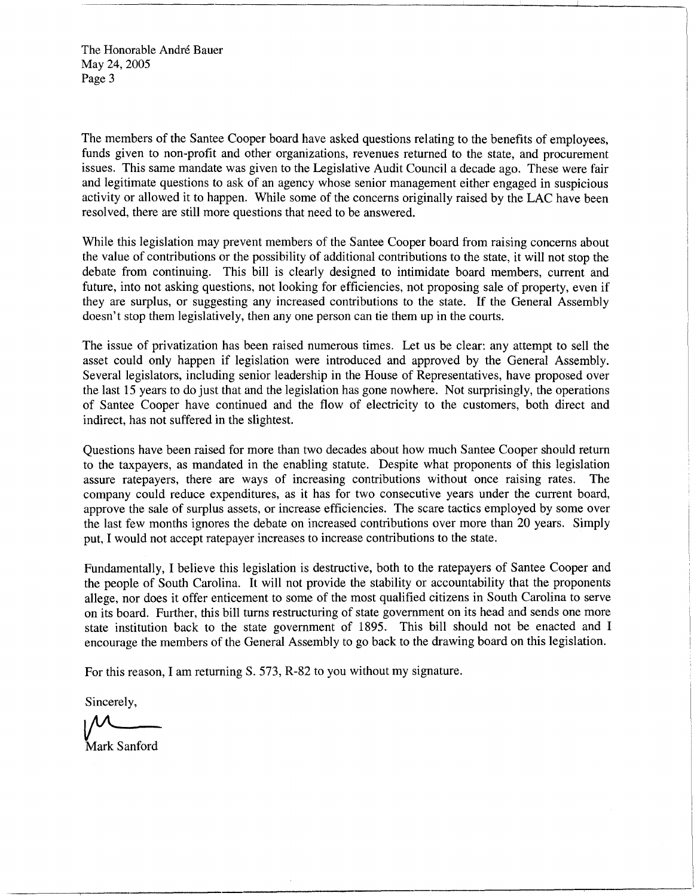The members of the Santee Cooper board have asked questions relating to the benefits of employees, funds given to non-profit and other organizations, revenues returned to the state, and procurement issues. This same mandate was given to the Legislative Audit Council a decade ago. These were fair and legitimate questions to ask of an agency whose senior management either engaged in suspicious activity or allowed it to happen. While some of the concerns originally raised by the LAC have been resolved, there are still more questions that need to be answered.

While this legislation may prevent members of the Santee Cooper board from raising concerns about the value of contributions or the possibility of additional contributions to the state, it will not stop the debate from continuing. This bill is clearly designed to intimidate board members, current and future, into not asking questions, not looking for efficiencies, not proposing sale of property, even if they are surplus, or suggesting any increased contributions to the state. If the General Assembly doesn't stop them legislatively, then any one person can tie them up in the courts.

The issue of privatization has been raised numerous times. Let us be clear: any attempt to sell the asset could only happen if legislation were introduced and approved by the General Assembly. Several legislators, including senior leadership in the House of Representatives, have proposed over the last 15 years to do just that and the legislation has gone nowhere. Not surprisingly, the operations of Santee Cooper have continued and the flow of electricity to the customers, both direct and indirect, has not suffered in the slightest.

Questions have been raised for more than two decades about how much Santee Cooper should return to the taxpayers, as mandated in the enabling statute. Despite what proponents of this legislation assure ratepayers, there are ways of increasing contributions without once raising rates. The company could reduce expenditures, as it has for two consecutive years under the current board, approve the sale of surplus assets, or increase efficiencies. The scare tactics employed by some over the last few months ignores the debate on increased contributions over more than 20 years. Simply put, I would not accept ratepayer increases to increase contributions to the state.

Fundamentally, I believe this legislation is destructive, both to the ratepayers of Santee Cooper and the people of South Carolina. It will not provide the stability or accountability that the proponents allege, nor does it offer enticement to some of the most qualified citizens in South Carolina to serve on its board. Further, this bill turns restructuring of state government on its head and sends one more state institution back to the state government of 1895. This bill should not be enacted and I encourage the members of the General Assembly to go back to the drawing board on this legislation.

For this reason, I am returning S. 573, R-82 to you without my signature.

Sincerely,

Mark Sanford